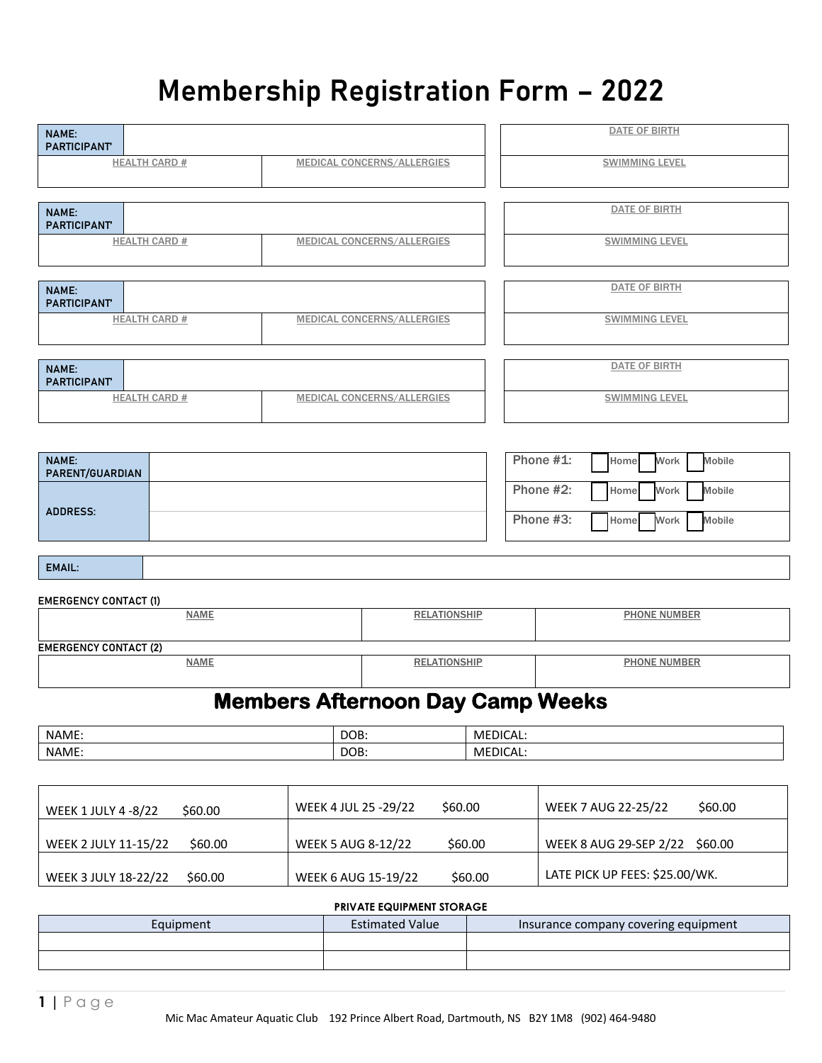# Membership Registration Form – 2022

| NAME: PARTICIPANT' | | DATE OF BIRTH |
|---|---|---|
| HEALTH CARD # | MEDICAL CONCERNS/ALLERGIES | SWIMMING LEVEL |
| | | |

| NAME: PARTICIPANT' | | DATE OF BIRTH |
|---|---|---|
| HEALTH CARD # | MEDICAL CONCERNS/ALLERGIES | SWIMMING LEVEL |
| | | |

| NAME: PARTICIPANT' | | DATE OF BIRTH |
|---|---|---|
| HEALTH CARD # | MEDICAL CONCERNS/ALLERGIES | SWIMMING LEVEL |
| | | |

| NAME: PARTICIPANT' | | DATE OF BIRTH |
|---|---|---|
| HEALTH CARD # | MEDICAL CONCERNS/ALLERGIES | SWIMMING LEVEL |
| | | |

| NAME: PARENT/GUARDIAN | | Phone #1: ☐ Home ☐ Work ☐ Mobile |
|---|---|---|
| ADDRESS: | | Phone #2: ☐ Home ☐ Work ☐ Mobile |
| | | Phone #3: ☐ Home ☐ Work ☐ Mobile |

| EMAIL: | |
|---|---|

**EMERGENCY CONTACT (1)**

| NAME | RELATIONSHIP | PHONE NUMBER |
|---|---|---|
| | | |

**EMERGENCY CONTACT (2)**

| NAME | RELATIONSHIP | PHONE NUMBER |
|---|---|---|
| | | |

## Members Afternoon Day Camp Weeks

| NAME: | DOB: | MEDICAL: |
|---|---|---|
| NAME: | DOB: | MEDICAL: |

| | | |
|---|---|---|
| WEEK 1 JULY 4 -8/22 $60.00 | WEEK 4 JUL 25 -29/22 $60.00 | WEEK 7 AUG 22-25/22 $60.00 |
| WEEK 2 JULY 11-15/22 $60.00 | WEEK 5 AUG 8-12/22 $60.00 | WEEK 8 AUG 29-SEP 2/22 $60.00 |
| WEEK 3 JULY 18-22/22 $60.00 | WEEK 6 AUG 15-19/22 $60.00 | LATE PICK UP FEES: $25.00/WK. |

**PRIVATE EQUIPMENT STORAGE**

| Equipment | Estimated Value | Insurance company covering equipment |
|---|---|---|
| | | |
| | | |

Mic Mac Amateur Aquatic Club 192 Prince Albert Road, Dartmouth, NS B2Y 1M8 (902) 464-9480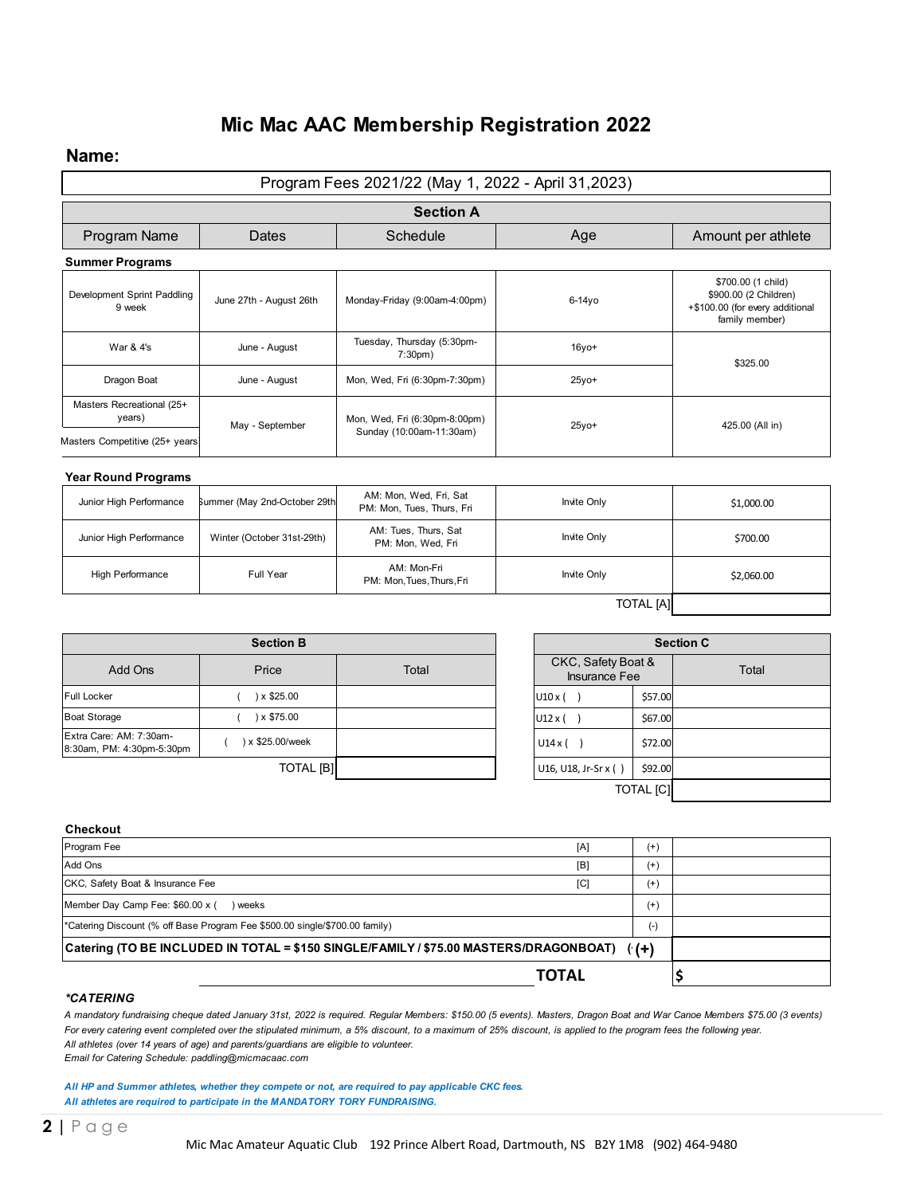# Mic Mac AAC Membership Registration 2022

**Name:**

| Program Fees 2021/22 (May 1, 2022 - April 31,2023) | | | | |
|---|---|---|---|---|
| **Section A** | | | | |
| Program Name | Dates | Schedule | Age | Amount per athlete |
| **Summer Programs** | | | | |
| Development Sprint Paddling 9 week | June 27th - August 26th | Monday-Friday (9:00am-4:00pm) | 6-14yo | $700.00 (1 child) $900.00 (2 Children) +$100.00 (for every additional family member) |
| War & 4's | June - August | Tuesday, Thursday (5:30pm-7:30pm) | 16yo+ | $325.00 |
| Dragon Boat | June - August | Mon, Wed, Fri (6:30pm-7:30pm) | 25yo+ | |
| Masters Recreational (25+ years) | May - September | Mon, Wed, Fri (6:30pm-8:00pm) Sunday (10:00am-11:30am) | 25yo+ | 425.00 (All in) |
| Masters Competitive (25+ years | | | | |
| **Year Round Programs** | | | | |
| Junior High Performance | Summer (May 2nd-October 29th | AM: Mon, Wed, Fri, Sat PM: Mon, Tues, Thurs, Fri | Invite Only | $1,000.00 |
| Junior High Performance | Winter (October 31st-29th) | AM: Tues, Thurs, Sat PM: Mon, Wed, Fri | Invite Only | $700.00 |
| High Performance | Full Year | AM: Mon-Fri PM: Mon,Tues,Thurs,Fri | Invite Only | $2,060.00 |
| | | | TOTAL [A] | |

| **Section B** | | |
|---|---|---|
| Add Ons | Price | Total |
| Full Locker | (    ) x $25.00 | |
| Boat Storage | (    ) x $75.00 | |
| Extra Care: AM: 7:30am-8:30am, PM: 4:30pm-5:30pm | (    ) x $25.00/week | |
| | TOTAL [B] | |

| **Section C** | | |
|---|---|---|
| CKC, Safety Boat & Insurance Fee | | Total |
| U10 x (    ) | $57.00 | |
| U12 x (    ) | $67.00 | |
| U14 x (    ) | $72.00 | |
| U16, U18, Jr-Sr x (  ) | $92.00 | |
| | TOTAL [C] | |

**Checkout**

| | | | |
|---|---|---|---|
| Program Fee | [A] | (+) | |
| Add Ons | [B] | (+) | |
| CKC, Safety Boat & Insurance Fee | [C] | (+) | |
| Member Day Camp Fee: $60.00 x (    ) weeks | | (+) | |
| *Catering Discount (% off Base Program Fee $500.00 single/$700.00 family) | | (-) | |
| **Catering (TO BE INCLUDED IN TOTAL = $150 SINGLE/FAMILY / $75.00 MASTERS/DRAGONBOAT)** | | **(+)** | |
| | **TOTAL** | | **$** |

***\*CATERING***

*A mandatory fundraising cheque dated January 31st, 2022 is required. Regular Members: $150.00 (5 events). Masters, Dragon Boat and War Canoe Members $75.00 (3 events)*
*For every catering event completed over the stipulated minimum, a 5% discount, to a maximum of 25% discount, is applied to the program fees the following year.*
*All athletes (over 14 years of age) and parents/guardians are eligible to volunteer.*
*Email for Catering Schedule: paddling@micmacaac.com*

***All HP and Summer athletes, whether they compete or not, are required to pay applicable CKC fees.***
***All athletes are required to participate in the MANDATORY TORY FUNDRAISING.***

Mic Mac Amateur Aquatic Club 192 Prince Albert Road, Dartmouth, NS B2Y 1M8 (902) 464-9480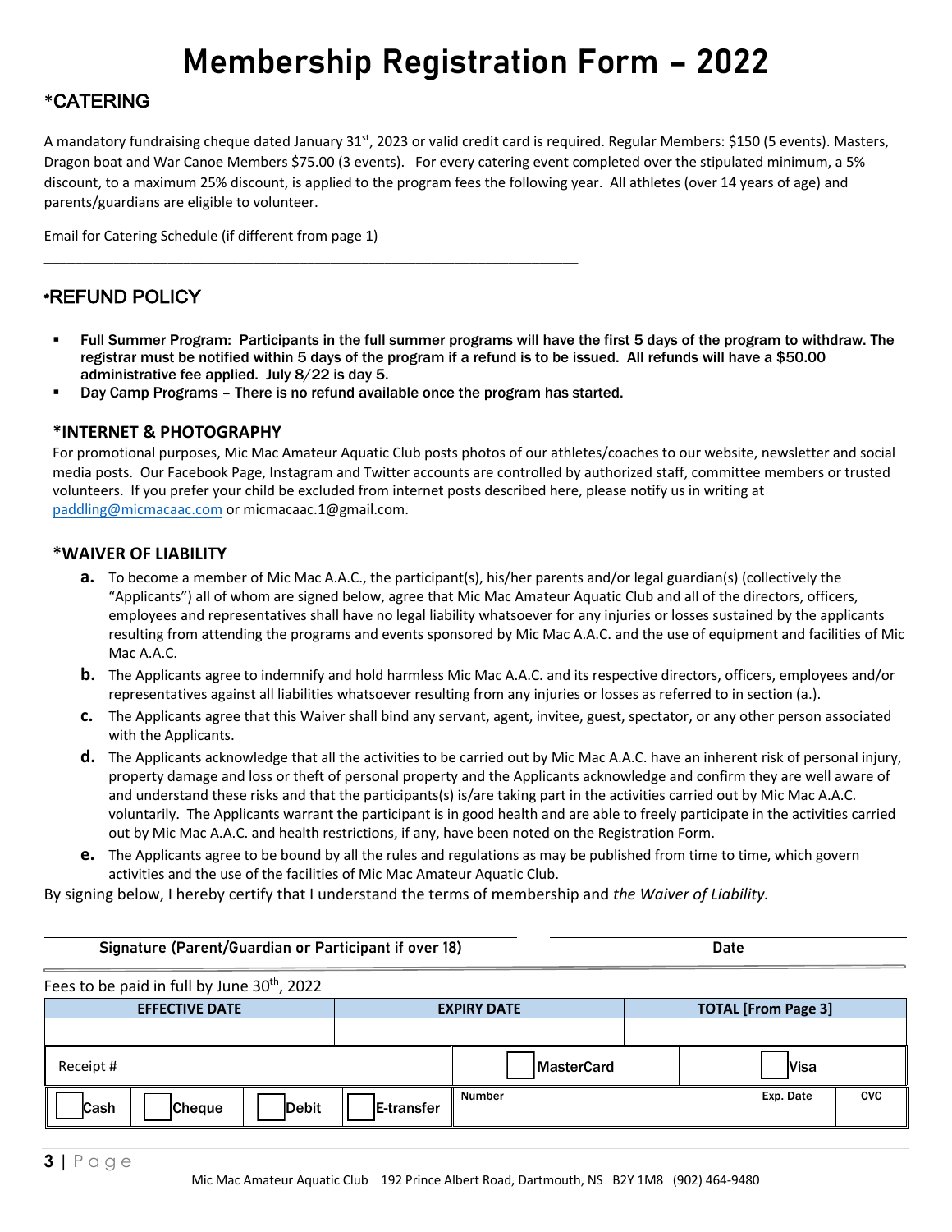# Membership Registration Form – 2022

## *CATERING

A mandatory fundraising cheque dated January 31st, 2023 or valid credit card is required. Regular Members: $150 (5 events). Masters, Dragon boat and War Canoe Members $75.00 (3 events). For every catering event completed over the stipulated minimum, a 5% discount, to a maximum 25% discount, is applied to the program fees the following year. All athletes (over 14 years of age) and parents/guardians are eligible to volunteer.

Email for Catering Schedule (if different from page 1)

______________________________________________________________________

## *REFUND POLICY

- **Full Summer Program: Participants in the full summer programs will have the first 5 days of the program to withdraw. The registrar must be notified within 5 days of the program if a refund is to be issued. All refunds will have a $50.00 administrative fee applied. July 8/22 is day 5.**
- **Day Camp Programs – There is no refund available once the program has started.**

### *INTERNET & PHOTOGRAPHY

For promotional purposes, Mic Mac Amateur Aquatic Club posts photos of our athletes/coaches to our website, newsletter and social media posts. Our Facebook Page, Instagram and Twitter accounts are controlled by authorized staff, committee members or trusted volunteers. If you prefer your child be excluded from internet posts described here, please notify us in writing at paddling@micmacaac.com or micmacaac.1@gmail.com.

### *WAIVER OF LIABILITY

**a.** To become a member of Mic Mac A.A.C., the participant(s), his/her parents and/or legal guardian(s) (collectively the "Applicants") all of whom are signed below, agree that Mic Mac Amateur Aquatic Club and all of the directors, officers, employees and representatives shall have no legal liability whatsoever for any injuries or losses sustained by the applicants resulting from attending the programs and events sponsored by Mic Mac A.A.C. and the use of equipment and facilities of Mic Mac A.A.C.

**b.** The Applicants agree to indemnify and hold harmless Mic Mac A.A.C. and its respective directors, officers, employees and/or representatives against all liabilities whatsoever resulting from any injuries or losses as referred to in section (a.).

**c.** The Applicants agree that this Waiver shall bind any servant, agent, invitee, guest, spectator, or any other person associated with the Applicants.

**d.** The Applicants acknowledge that all the activities to be carried out by Mic Mac A.A.C. have an inherent risk of personal injury, property damage and loss or theft of personal property and the Applicants acknowledge and confirm they are well aware of and understand these risks and that the participants(s) is/are taking part in the activities carried out by Mic Mac A.A.C. voluntarily. The Applicants warrant the participant is in good health and are able to freely participate in the activities carried out by Mic Mac A.A.C. and health restrictions, if any, have been noted on the Registration Form.

**e.** The Applicants agree to be bound by all the rules and regulations as may be published from time to time, which govern activities and the use of the facilities of Mic Mac Amateur Aquatic Club.

By signing below, I hereby certify that I understand the terms of membership and *the Waiver of Liability.*

| **Signature (Parent/Guardian or Participant if over 18)** | **Date** |
|---|---|
| | |

Fees to be paid in full by June 30th, 2022

| EFFECTIVE DATE | EXPIRY DATE | TOTAL [From Page 3] |
|---|---|---|
| | | |

| | | | | | | |
|---|---|---|---|---|---|---|
| Receipt # | | | | ☐ MasterCard | | ☐ Visa |
| ☐ Cash | ☐ Cheque | ☐ Debit | ☐ E-transfer | Number | Exp. Date | CVC |

Mic Mac Amateur Aquatic Club 192 Prince Albert Road, Dartmouth, NS B2Y 1M8 (902) 464-9480